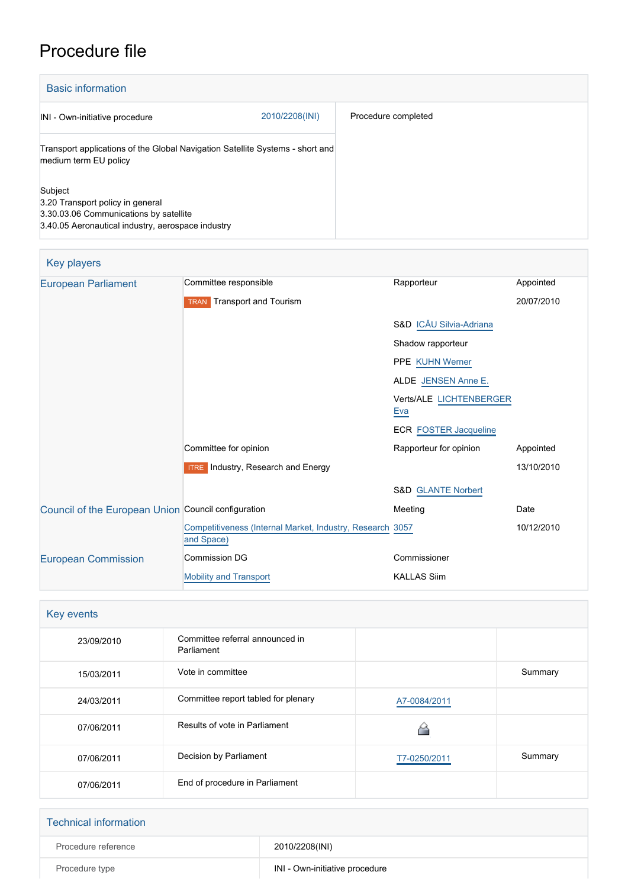# Procedure file

## Basic information

| | |
|---|---|
| INI - Own-initiative procedure 2010/2208(INI) | Procedure completed |
| Transport applications of the Global Navigation Satellite Systems - short and medium term EU policy | |
| Subject<br>3.20 Transport policy in general<br>3.30.03.06 Communications by satellite<br>3.40.05 Aeronautical industry, aerospace industry | |

## Key players

| | | | |
|---|---|---|---|
| European Parliament | Committee responsible | Rapporteur | Appointed |
| | TRAN Transport and Tourism | | 20/07/2010 |
| | | S&D ICĂU Silvia-Adriana | |
| | | Shadow rapporteur | |
| | | PPE KUHN Werner | |
| | | ALDE JENSEN Anne E. | |
| | | Verts/ALE LICHTENBERGER Eva | |
| | | ECR FOSTER Jacqueline | |
| | Committee for opinion | Rapporteur for opinion | Appointed |
| | ITRE Industry, Research and Energy | | 13/10/2010 |
| | | S&D GLANTE Norbert | |
| Council of the European Union | Council configuration | Meeting | Date |
| | Competitiveness (Internal Market, Industry, Research and Space) | 3057 | 10/12/2010 |
| European Commission | Commission DG | Commissioner | |
| | Mobility and Transport | KALLAS Siim | |

## Key events

| | | | |
|---|---|---|---|
| 23/09/2010 | Committee referral announced in Parliament | | |
| 15/03/2011 | Vote in committee | | Summary |
| 24/03/2011 | Committee report tabled for plenary | A7-0084/2011 | |
| 07/06/2011 | Results of vote in Parliament | | |
| 07/06/2011 | Decision by Parliament | T7-0250/2011 | Summary |
| 07/06/2011 | End of procedure in Parliament | | |

## Technical information

| | |
|---|---|
| Procedure reference | 2010/2208(INI) |
| Procedure type | INI - Own-initiative procedure |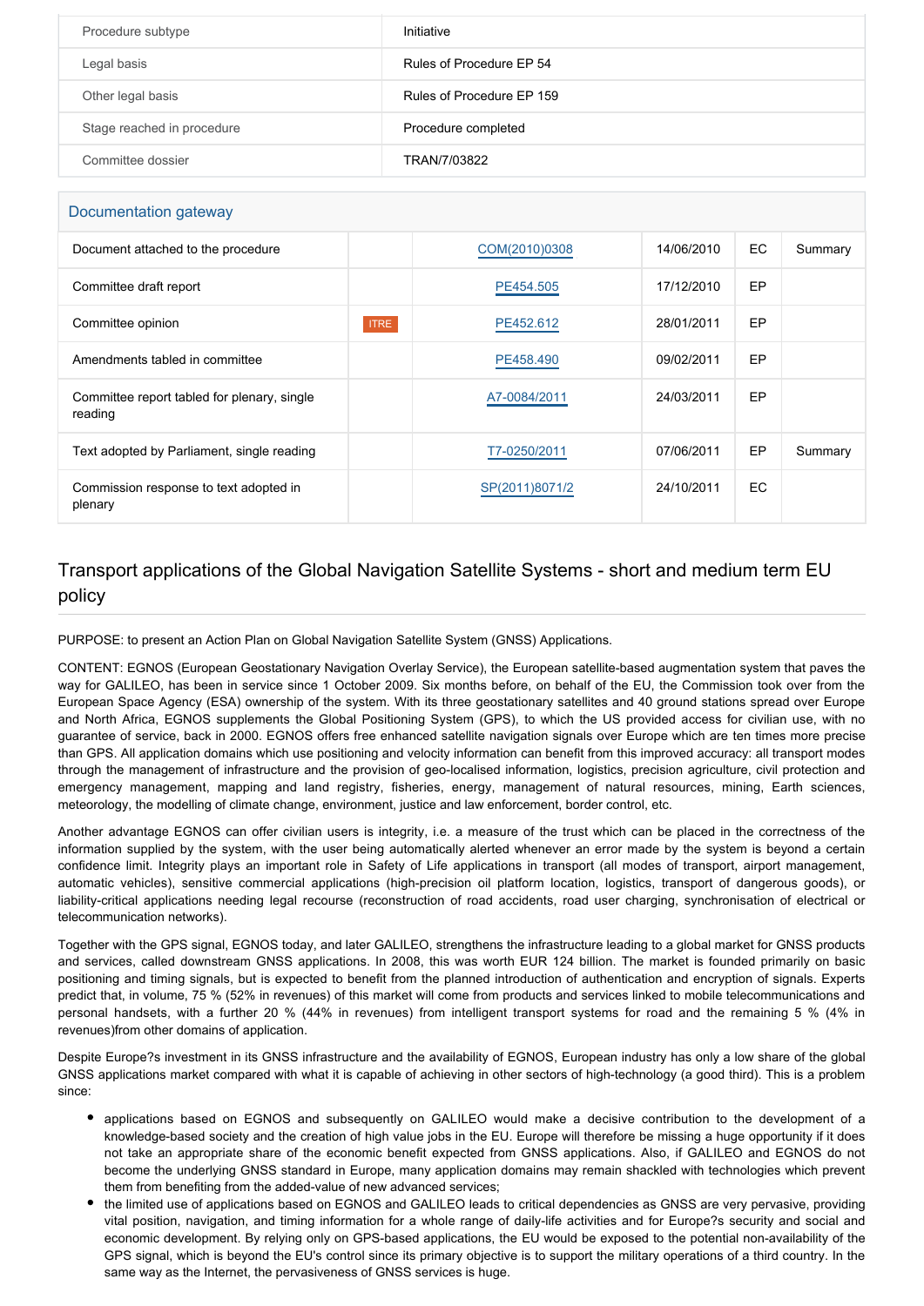| Procedure subtype | Initiative |
| --- | --- |
| Legal basis | Rules of Procedure EP 54 |
| Other legal basis | Rules of Procedure EP 159 |
| Stage reached in procedure | Procedure completed |
| Committee dossier | TRAN/7/03822 |

## Documentation gateway

| Document | Committee | Reference | Date | Institution | Summary |
| --- | --- | --- | --- | --- | --- |
| Document attached to the procedure | | COM(2010)0308 | 14/06/2010 | EC | Summary |
| Committee draft report | | PE454.505 | 17/12/2010 | EP | |
| Committee opinion | ITRE | PE452.612 | 28/01/2011 | EP | |
| Amendments tabled in committee | | PE458.490 | 09/02/2011 | EP | |
| Committee report tabled for plenary, single reading | | A7-0084/2011 | 24/03/2011 | EP | |
| Text adopted by Parliament, single reading | | T7-0250/2011 | 07/06/2011 | EP | Summary |
| Commission response to text adopted in plenary | | SP(2011)8071/2 | 24/10/2011 | EC | |

## Transport applications of the Global Navigation Satellite Systems - short and medium term EU policy

PURPOSE: to present an Action Plan on Global Navigation Satellite System (GNSS) Applications.

CONTENT: EGNOS (European Geostationary Navigation Overlay Service), the European satellite-based augmentation system that paves the way for GALILEO, has been in service since 1 October 2009. Six months before, on behalf of the EU, the Commission took over from the European Space Agency (ESA) ownership of the system. With its three geostationary satellites and 40 ground stations spread over Europe and North Africa, EGNOS supplements the Global Positioning System (GPS), to which the US provided access for civilian use, with no guarantee of service, back in 2000. EGNOS offers free enhanced satellite navigation signals over Europe which are ten times more precise than GPS. All application domains which use positioning and velocity information can benefit from this improved accuracy: all transport modes through the management of infrastructure and the provision of geo-localised information, logistics, precision agriculture, civil protection and emergency management, mapping and land registry, fisheries, energy, management of natural resources, mining, Earth sciences, meteorology, the modelling of climate change, environment, justice and law enforcement, border control, etc.

Another advantage EGNOS can offer civilian users is integrity, i.e. a measure of the trust which can be placed in the correctness of the information supplied by the system, with the user being automatically alerted whenever an error made by the system is beyond a certain confidence limit. Integrity plays an important role in Safety of Life applications in transport (all modes of transport, airport management, automatic vehicles), sensitive commercial applications (high-precision oil platform location, logistics, transport of dangerous goods), or liability-critical applications needing legal recourse (reconstruction of road accidents, road user charging, synchronisation of electrical or telecommunication networks).

Together with the GPS signal, EGNOS today, and later GALILEO, strengthens the infrastructure leading to a global market for GNSS products and services, called downstream GNSS applications. In 2008, this was worth EUR 124 billion. The market is founded primarily on basic positioning and timing signals, but is expected to benefit from the planned introduction of authentication and encryption of signals. Experts predict that, in volume, 75 % (52% in revenues) of this market will come from products and services linked to mobile telecommunications and personal handsets, with a further 20 % (44% in revenues) from intelligent transport systems for road and the remaining 5 % (4% in revenues)from other domains of application.

Despite Europe?s investment in its GNSS infrastructure and the availability of EGNOS, European industry has only a low share of the global GNSS applications market compared with what it is capable of achieving in other sectors of high-technology (a good third). This is a problem since:

- applications based on EGNOS and subsequently on GALILEO would make a decisive contribution to the development of a knowledge-based society and the creation of high value jobs in the EU. Europe will therefore be missing a huge opportunity if it does not take an appropriate share of the economic benefit expected from GNSS applications. Also, if GALILEO and EGNOS do not become the underlying GNSS standard in Europe, many application domains may remain shackled with technologies which prevent them from benefiting from the added-value of new advanced services;
- the limited use of applications based on EGNOS and GALILEO leads to critical dependencies as GNSS are very pervasive, providing vital position, navigation, and timing information for a whole range of daily-life activities and for Europe?s security and social and economic development. By relying only on GPS-based applications, the EU would be exposed to the potential non-availability of the GPS signal, which is beyond the EU's control since its primary objective is to support the military operations of a third country. In the same way as the Internet, the pervasiveness of GNSS services is huge.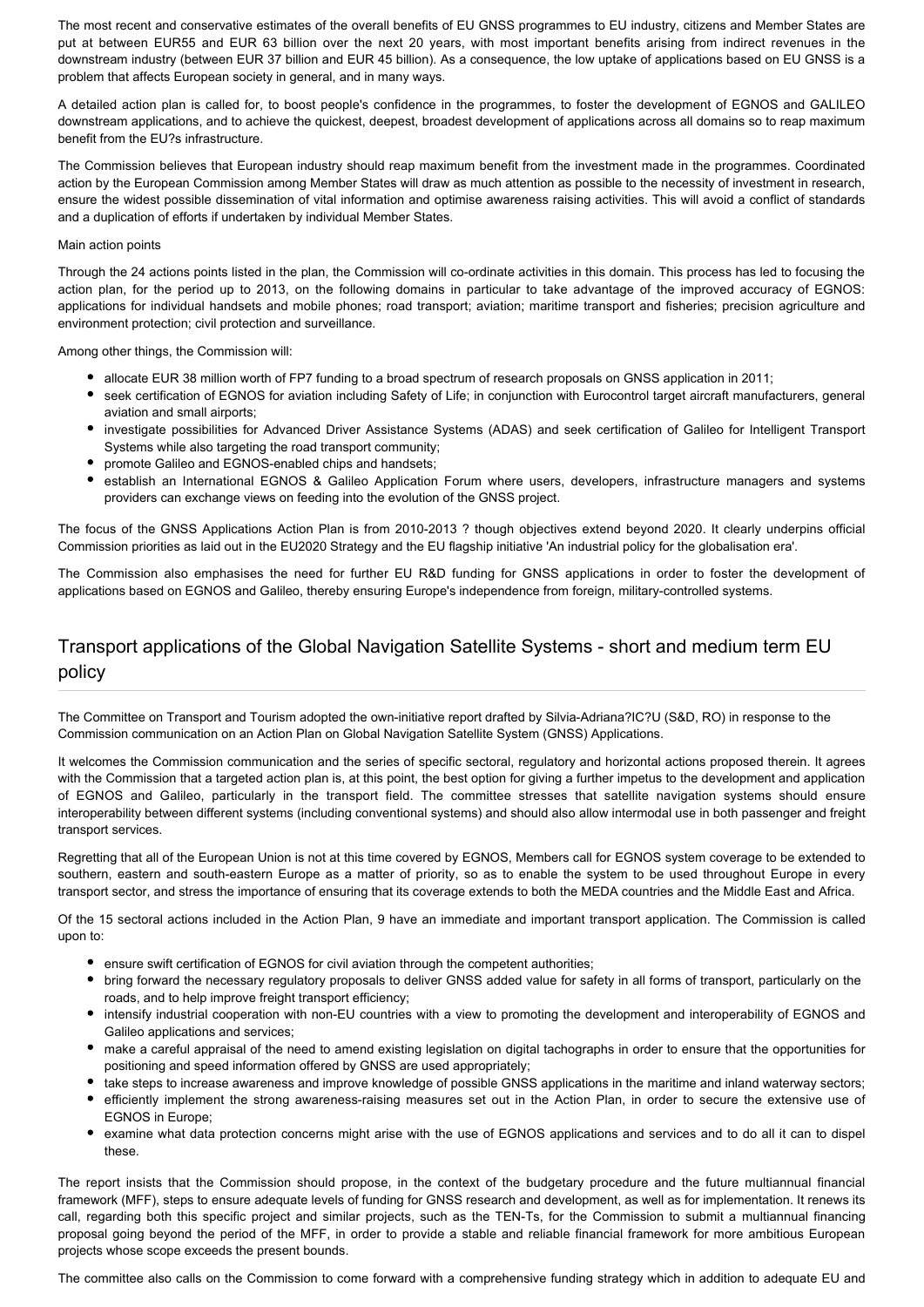The most recent and conservative estimates of the overall benefits of EU GNSS programmes to EU industry, citizens and Member States are put at between EUR55 and EUR 63 billion over the next 20 years, with most important benefits arising from indirect revenues in the downstream industry (between EUR 37 billion and EUR 45 billion). As a consequence, the low uptake of applications based on EU GNSS is a problem that affects European society in general, and in many ways.

A detailed action plan is called for, to boost people's confidence in the programmes, to foster the development of EGNOS and GALILEO downstream applications, and to achieve the quickest, deepest, broadest development of applications across all domains so to reap maximum benefit from the EU?s infrastructure.

The Commission believes that European industry should reap maximum benefit from the investment made in the programmes. Coordinated action by the European Commission among Member States will draw as much attention as possible to the necessity of investment in research, ensure the widest possible dissemination of vital information and optimise awareness raising activities. This will avoid a conflict of standards and a duplication of efforts if undertaken by individual Member States.

Main action points

Through the 24 actions points listed in the plan, the Commission will co-ordinate activities in this domain. This process has led to focusing the action plan, for the period up to 2013, on the following domains in particular to take advantage of the improved accuracy of EGNOS: applications for individual handsets and mobile phones; road transport; aviation; maritime transport and fisheries; precision agriculture and environment protection; civil protection and surveillance.

Among other things, the Commission will:

- allocate EUR 38 million worth of FP7 funding to a broad spectrum of research proposals on GNSS application in 2011;
- seek certification of EGNOS for aviation including Safety of Life; in conjunction with Eurocontrol target aircraft manufacturers, general aviation and small airports;
- investigate possibilities for Advanced Driver Assistance Systems (ADAS) and seek certification of Galileo for Intelligent Transport Systems while also targeting the road transport community;
- promote Galileo and EGNOS-enabled chips and handsets;
- establish an International EGNOS & Galileo Application Forum where users, developers, infrastructure managers and systems providers can exchange views on feeding into the evolution of the GNSS project.

The focus of the GNSS Applications Action Plan is from 2010-2013 ? though objectives extend beyond 2020. It clearly underpins official Commission priorities as laid out in the EU2020 Strategy and the EU flagship initiative 'An industrial policy for the globalisation era'.

The Commission also emphasises the need for further EU R&D funding for GNSS applications in order to foster the development of applications based on EGNOS and Galileo, thereby ensuring Europe's independence from foreign, military-controlled systems.

## Transport applications of the Global Navigation Satellite Systems - short and medium term EU policy

The Committee on Transport and Tourism adopted the own-initiative report drafted by Silvia-Adriana?IC?U (S&D, RO) in response to the Commission communication on an Action Plan on Global Navigation Satellite System (GNSS) Applications.

It welcomes the Commission communication and the series of specific sectoral, regulatory and horizontal actions proposed therein. It agrees with the Commission that a targeted action plan is, at this point, the best option for giving a further impetus to the development and application of EGNOS and Galileo, particularly in the transport field. The committee stresses that satellite navigation systems should ensure interoperability between different systems (including conventional systems) and should also allow intermodal use in both passenger and freight transport services.

Regretting that all of the European Union is not at this time covered by EGNOS, Members call for EGNOS system coverage to be extended to southern, eastern and south-eastern Europe as a matter of priority, so as to enable the system to be used throughout Europe in every transport sector, and stress the importance of ensuring that its coverage extends to both the MEDA countries and the Middle East and Africa.

Of the 15 sectoral actions included in the Action Plan, 9 have an immediate and important transport application. The Commission is called upon to:

- ensure swift certification of EGNOS for civil aviation through the competent authorities;
- bring forward the necessary regulatory proposals to deliver GNSS added value for safety in all forms of transport, particularly on the roads, and to help improve freight transport efficiency;
- intensify industrial cooperation with non-EU countries with a view to promoting the development and interoperability of EGNOS and Galileo applications and services;
- make a careful appraisal of the need to amend existing legislation on digital tachographs in order to ensure that the opportunities for positioning and speed information offered by GNSS are used appropriately;
- take steps to increase awareness and improve knowledge of possible GNSS applications in the maritime and inland waterway sectors;
- efficiently implement the strong awareness-raising measures set out in the Action Plan, in order to secure the extensive use of EGNOS in Europe;
- examine what data protection concerns might arise with the use of EGNOS applications and services and to do all it can to dispel these.

The report insists that the Commission should propose, in the context of the budgetary procedure and the future multiannual financial framework (MFF), steps to ensure adequate levels of funding for GNSS research and development, as well as for implementation. It renews its call, regarding both this specific project and similar projects, such as the TEN-Ts, for the Commission to submit a multiannual financing proposal going beyond the period of the MFF, in order to provide a stable and reliable financial framework for more ambitious European projects whose scope exceeds the present bounds.

The committee also calls on the Commission to come forward with a comprehensive funding strategy which in addition to adequate EU and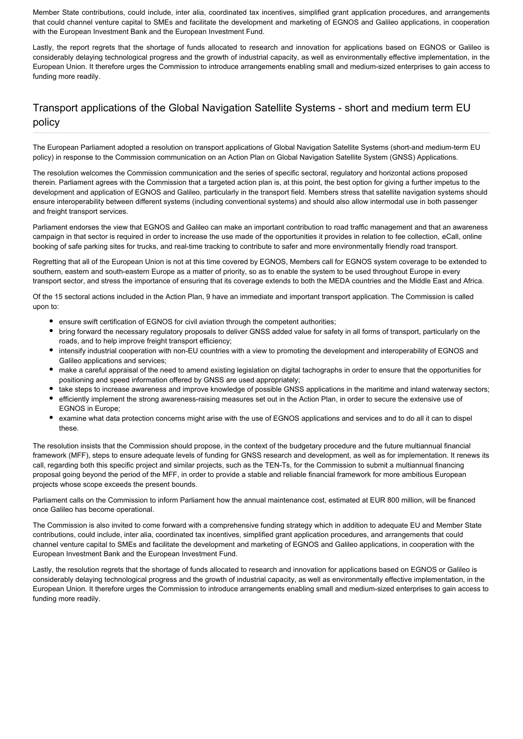Member State contributions, could include, inter alia, coordinated tax incentives, simplified grant application procedures, and arrangements that could channel venture capital to SMEs and facilitate the development and marketing of EGNOS and Galileo applications, in cooperation with the European Investment Bank and the European Investment Fund.

Lastly, the report regrets that the shortage of funds allocated to research and innovation for applications based on EGNOS or Galileo is considerably delaying technological progress and the growth of industrial capacity, as well as environmentally effective implementation, in the European Union. It therefore urges the Commission to introduce arrangements enabling small and medium-sized enterprises to gain access to funding more readily.

## Transport applications of the Global Navigation Satellite Systems - short and medium term EU policy

The European Parliament adopted a resolution on transport applications of Global Navigation Satellite Systems (short-and medium-term EU policy) in response to the Commission communication on an Action Plan on Global Navigation Satellite System (GNSS) Applications.

The resolution welcomes the Commission communication and the series of specific sectoral, regulatory and horizontal actions proposed therein. Parliament agrees with the Commission that a targeted action plan is, at this point, the best option for giving a further impetus to the development and application of EGNOS and Galileo, particularly in the transport field. Members stress that satellite navigation systems should ensure interoperability between different systems (including conventional systems) and should also allow intermodal use in both passenger and freight transport services.

Parliament endorses the view that EGNOS and Galileo can make an important contribution to road traffic management and that an awareness campaign in that sector is required in order to increase the use made of the opportunities it provides in relation to fee collection, eCall, online booking of safe parking sites for trucks, and real-time tracking to contribute to safer and more environmentally friendly road transport.

Regretting that all of the European Union is not at this time covered by EGNOS, Members call for EGNOS system coverage to be extended to southern, eastern and south-eastern Europe as a matter of priority, so as to enable the system to be used throughout Europe in every transport sector, and stress the importance of ensuring that its coverage extends to both the MEDA countries and the Middle East and Africa.

Of the 15 sectoral actions included in the Action Plan, 9 have an immediate and important transport application. The Commission is called upon to:

- ensure swift certification of EGNOS for civil aviation through the competent authorities;
- bring forward the necessary regulatory proposals to deliver GNSS added value for safety in all forms of transport, particularly on the roads, and to help improve freight transport efficiency;
- intensify industrial cooperation with non-EU countries with a view to promoting the development and interoperability of EGNOS and Galileo applications and services;
- make a careful appraisal of the need to amend existing legislation on digital tachographs in order to ensure that the opportunities for positioning and speed information offered by GNSS are used appropriately;
- take steps to increase awareness and improve knowledge of possible GNSS applications in the maritime and inland waterway sectors;
- efficiently implement the strong awareness-raising measures set out in the Action Plan, in order to secure the extensive use of EGNOS in Europe;
- examine what data protection concerns might arise with the use of EGNOS applications and services and to do all it can to dispel these.

The resolution insists that the Commission should propose, in the context of the budgetary procedure and the future multiannual financial framework (MFF), steps to ensure adequate levels of funding for GNSS research and development, as well as for implementation. It renews its call, regarding both this specific project and similar projects, such as the TEN-Ts, for the Commission to submit a multiannual financing proposal going beyond the period of the MFF, in order to provide a stable and reliable financial framework for more ambitious European projects whose scope exceeds the present bounds.

Parliament calls on the Commission to inform Parliament how the annual maintenance cost, estimated at EUR 800 million, will be financed once Galileo has become operational.

The Commission is also invited to come forward with a comprehensive funding strategy which in addition to adequate EU and Member State contributions, could include, inter alia, coordinated tax incentives, simplified grant application procedures, and arrangements that could channel venture capital to SMEs and facilitate the development and marketing of EGNOS and Galileo applications, in cooperation with the European Investment Bank and the European Investment Fund.

Lastly, the resolution regrets that the shortage of funds allocated to research and innovation for applications based on EGNOS or Galileo is considerably delaying technological progress and the growth of industrial capacity, as well as environmentally effective implementation, in the European Union. It therefore urges the Commission to introduce arrangements enabling small and medium-sized enterprises to gain access to funding more readily.